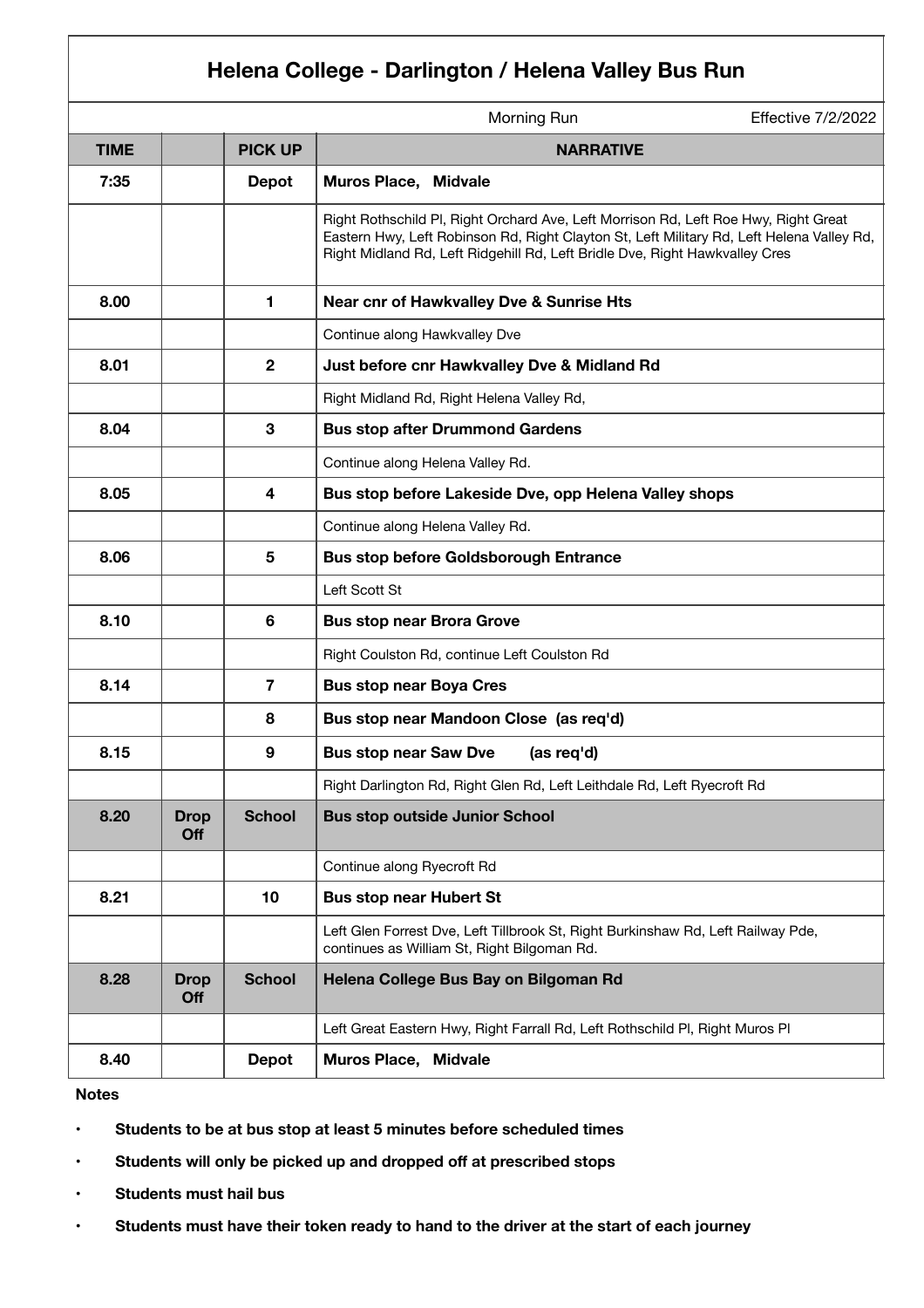# Helena College - Darlington / Helena Valley Bus Run

Morning Run — Effective 7/2/2022

| TIME | | PICK UP | NARRATIVE |
|---|---|---|---|
| 7:35 | | Depot | **Muros Place, Midvale** |
| | | | Right Rothschild Pl, Right Orchard Ave, Left Morrison Rd, Left Roe Hwy, Right Great Eastern Hwy, Left Robinson Rd, Right Clayton St, Left Military Rd, Left Helena Valley Rd, Right Midland Rd, Left Ridgehill Rd, Left Bridle Dve, Right Hawkvalley Cres |
| 8.00 | | 1 | **Near cnr of Hawkvalley Dve & Sunrise Hts** |
| | | | Continue along Hawkvalley Dve |
| 8.01 | | 2 | **Just before cnr Hawkvalley Dve & Midland Rd** |
| | | | Right Midland Rd, Right Helena Valley Rd, |
| 8.04 | | 3 | **Bus stop after Drummond Gardens** |
| | | | Continue along Helena Valley Rd. |
| 8.05 | | 4 | **Bus stop before Lakeside Dve, opp Helena Valley shops** |
| | | | Continue along Helena Valley Rd. |
| 8.06 | | 5 | **Bus stop before Goldsborough Entrance** |
| | | | Left Scott St |
| 8.10 | | 6 | **Bus stop near Brora Grove** |
| | | | Right Coulston Rd, continue Left Coulston Rd |
| 8.14 | | 7 | **Bus stop near Boya Cres** |
| | | 8 | **Bus stop near Mandoon Close (as req'd)** |
| 8.15 | | 9 | **Bus stop near Saw Dve (as req'd)** |
| | | | Right Darlington Rd, Right Glen Rd, Left Leithdale Rd, Left Ryecroft Rd |
| 8.20 | Drop Off | School | **Bus stop outside Junior School** |
| | | | Continue along Ryecroft Rd |
| 8.21 | | 10 | **Bus stop near Hubert St** |
| | | | Left Glen Forrest Dve, Left Tillbrook St, Right Burkinshaw Rd, Left Railway Pde, continues as William St, Right Bilgoman Rd. |
| 8.28 | Drop Off | School | **Helena College Bus Bay on Bilgoman Rd** |
| | | | Left Great Eastern Hwy, Right Farrall Rd, Left Rothschild Pl, Right Muros Pl |
| 8.40 | | Depot | **Muros Place, Midvale** |

**Notes**

- **Students to be at bus stop at least 5 minutes before scheduled times**
- **Students will only be picked up and dropped off at prescribed stops**
- **Students must hail bus**
- **Students must have their token ready to hand to the driver at the start of each journey**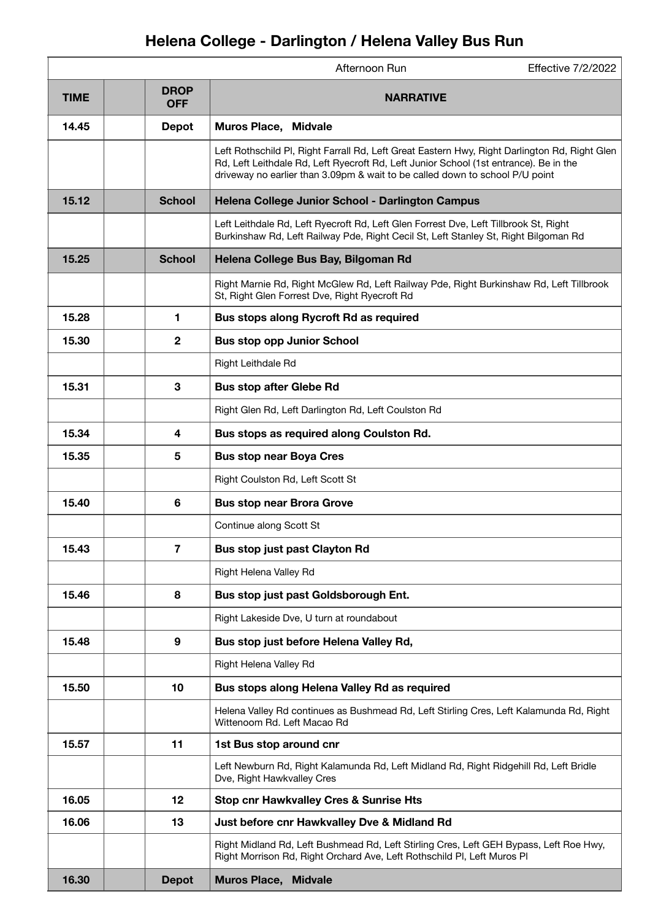# Helena College - Darlington / Helena Valley Bus Run

| | | | Afternoon Run Effective 7/2/2022 |
|---|---|---|---|
| **TIME** | | **DROP OFF** | **NARRATIVE** |
| **14.45** | | **Depot** | **Muros Place, Midvale** |
| | | | Left Rothschild Pl, Right Farrall Rd, Left Great Eastern Hwy, Right Darlington Rd, Right Glen Rd, Left Leithdale Rd, Left Ryecroft Rd, Left Junior School (1st entrance). Be in the driveway no earlier than 3.09pm & wait to be called down to school P/U point |
| **15.12** | | **School** | **Helena College Junior School - Darlington Campus** |
| | | | Left Leithdale Rd, Left Ryecroft Rd, Left Glen Forrest Dve, Left Tillbrook St, Right Burkinshaw Rd, Left Railway Pde, Right Cecil St, Left Stanley St, Right Bilgoman Rd |
| **15.25** | | **School** | **Helena College Bus Bay, Bilgoman Rd** |
| | | | Right Marnie Rd, Right McGlew Rd, Left Railway Pde, Right Burkinshaw Rd, Left Tillbrook St, Right Glen Forrest Dve, Right Ryecroft Rd |
| **15.28** | | **1** | **Bus stops along Rycroft Rd as required** |
| **15.30** | | **2** | **Bus stop opp Junior School** |
| | | | Right Leithdale Rd |
| **15.31** | | **3** | **Bus stop after Glebe Rd** |
| | | | Right Glen Rd, Left Darlington Rd, Left Coulston Rd |
| **15.34** | | **4** | **Bus stops as required along Coulston Rd.** |
| **15.35** | | **5** | **Bus stop near Boya Cres** |
| | | | Right Coulston Rd, Left Scott St |
| **15.40** | | **6** | **Bus stop near Brora Grove** |
| | | | Continue along Scott St |
| **15.43** | | **7** | **Bus stop just past Clayton Rd** |
| | | | Right Helena Valley Rd |
| **15.46** | | **8** | **Bus stop just past Goldsborough Ent.** |
| | | | Right Lakeside Dve, U turn at roundabout |
| **15.48** | | **9** | **Bus stop just before Helena Valley Rd,** |
| | | | Right Helena Valley Rd |
| **15.50** | | **10** | **Bus stops along Helena Valley Rd as required** |
| | | | Helena Valley Rd continues as Bushmead Rd, Left Stirling Cres, Left Kalamunda Rd, Right Wittenoom Rd. Left Macao Rd |
| **15.57** | | **11** | **1st Bus stop around cnr** |
| | | | Left Newburn Rd, Right Kalamunda Rd, Left Midland Rd, Right Ridgehill Rd, Left Bridle Dve, Right Hawkvalley Cres |
| **16.05** | | **12** | **Stop cnr Hawkvalley Cres & Sunrise Hts** |
| **16.06** | | **13** | **Just before cnr Hawkvalley Dve & Midland Rd** |
| | | | Right Midland Rd, Left Bushmead Rd, Left Stirling Cres, Left GEH Bypass, Left Roe Hwy, Right Morrison Rd, Right Orchard Ave, Left Rothschild Pl, Left Muros Pl |
| **16.30** | | **Depot** | **Muros Place, Midvale** |